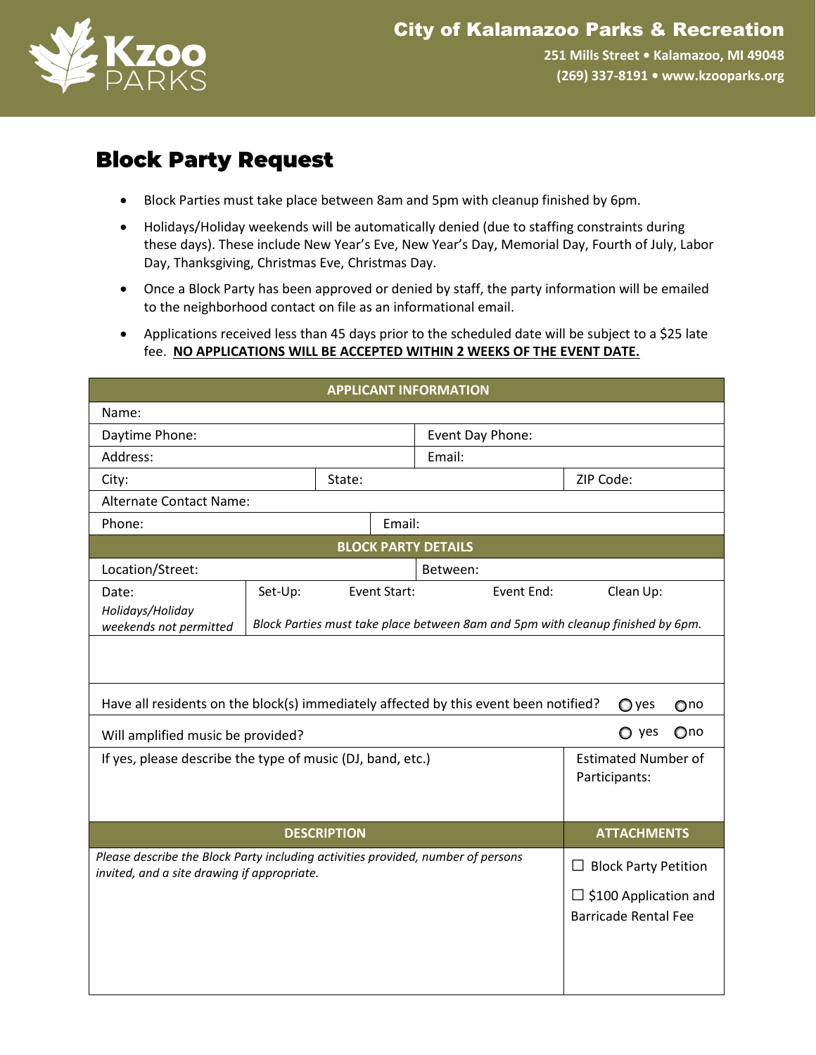City of Kalamazoo Parks & Recreation

251 Mills Street • Kalamazoo, MI 49048
(269) 337-8191 • www.kzooparks.org

# Block Party Request

- Block Parties must take place between 8am and 5pm with cleanup finished by 6pm.
- Holidays/Holiday weekends will be automatically denied (due to staffing constraints during these days). These include New Year's Eve, New Year's Day, Memorial Day, Fourth of July, Labor Day, Thanksgiving, Christmas Eve, Christmas Day.
- Once a Block Party has been approved or denied by staff, the party information will be emailed to the neighborhood contact on file as an informational email.
- Applications received less than 45 days prior to the scheduled date will be subject to a $25 late fee. **NO APPLICATIONS WILL BE ACCEPTED WITHIN 2 WEEKS OF THE EVENT DATE.**

| APPLICANT INFORMATION | | | |
|---|---|---|---|
| Name: | | | |
| Daytime Phone: | | Event Day Phone: | |
| Address: | | Email: | |
| City: | State: | | ZIP Code: |
| Alternate Contact Name: | | | |
| Phone: | Email: | | |

| BLOCK PARTY DETAILS | | | | |
|---|---|---|---|---|
| Location/Street: | | Between: | | |
| Date: *Holidays/Holiday weekends not permitted* | Set-Up: | Event Start: | Event End: | Clean Up: |
| | *Block Parties must take place between 8am and 5pm with cleanup finished by 6pm.* | | | |

Have all residents on the block(s) immediately affected by this event been notified? ○ yes ○ no

Will amplified music be provided? ○ yes ○ no

| If yes, please describe the type of music (DJ, band, etc.) | Estimated Number of Participants: |
|---|---|
| | |

| DESCRIPTION | ATTACHMENTS |
|---|---|
| *Please describe the Block Party including activities provided, number of persons invited, and a site drawing if appropriate.* | ☐ Block Party Petition<br>☐ $100 Application and Barricade Rental Fee |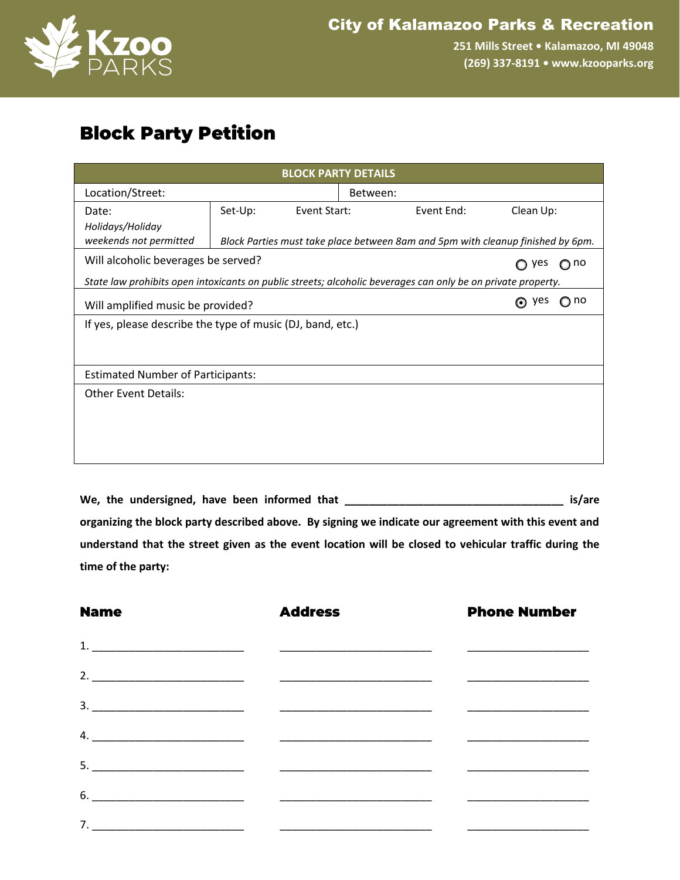City of Kalamazoo Parks & Recreation
251 Mills Street • Kalamazoo, MI 49048
(269) 337-8191 • www.kzooparks.org

# Block Party Petition

| BLOCK PARTY DETAILS | | | | |
|---|---|---|---|---|
| Location/Street: | | | Between: | |
| Date: *Holidays/Holiday weekends not permitted* | Set-Up: | Event Start: | Event End: | Clean Up: |
| | *Block Parties must take place between 8am and 5pm with cleanup finished by 6pm.* | | | |
| Will alcoholic beverages be served? | | | | ○ yes ○ no |
| *State law prohibits open intoxicants on public streets; alcoholic beverages can only be on private property.* | | | | |
| Will amplified music be provided? | | | | ⦿ yes ○ no |
| If yes, please describe the type of music (DJ, band, etc.) | | | | |
| Estimated Number of Participants: | | | | |
| Other Event Details: | | | | |

**We, the undersigned, have been informed that ____________________________________ is/are organizing the block party described above. By signing we indicate our agreement with this event and understand that the street given as the event location will be closed to vehicular traffic during the time of the party:**

| Name | Address | Phone Number |
|---|---|---|
| 1. _________________________ | _________________________ | ____________________ |
| 2. _________________________ | _________________________ | ____________________ |
| 3. _________________________ | _________________________ | ____________________ |
| 4. _________________________ | _________________________ | ____________________ |
| 5. _________________________ | _________________________ | ____________________ |
| 6. _________________________ | _________________________ | ____________________ |
| 7. _________________________ | _________________________ | ____________________ |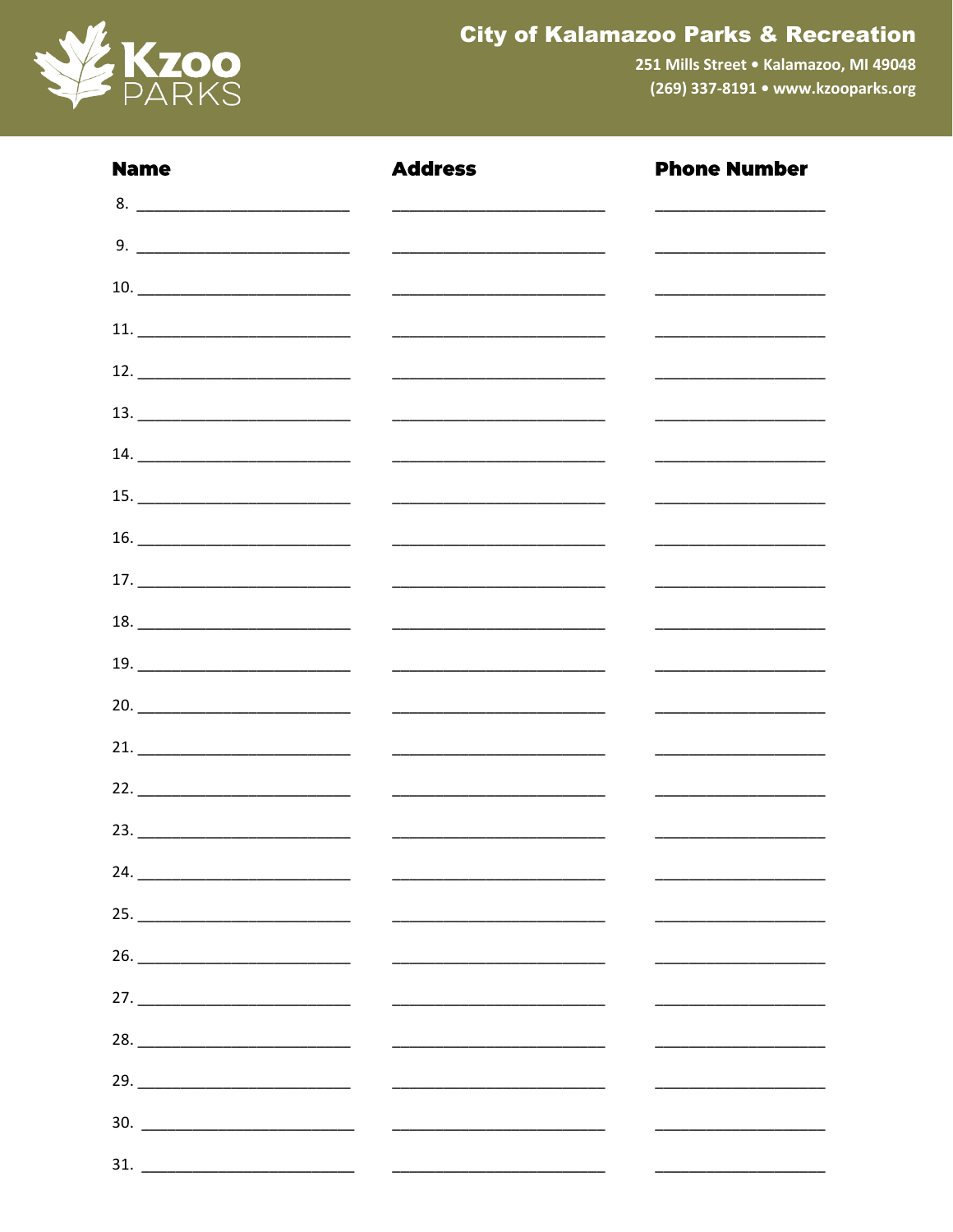# City of Kalamazoo Parks & Recreation

251 Mills Street • Kalamazoo, MI 49048
(269) 337-8191 • www.kzooparks.org

| Name | Address | Phone Number |
| --- | --- | --- |
| 8. ______________________ | ______________________ | __________________ |
| 9. ______________________ | ______________________ | __________________ |
| 10. ______________________ | ______________________ | __________________ |
| 11. ______________________ | ______________________ | __________________ |
| 12. ______________________ | ______________________ | __________________ |
| 13. ______________________ | ______________________ | __________________ |
| 14. ______________________ | ______________________ | __________________ |
| 15. ______________________ | ______________________ | __________________ |
| 16. ______________________ | ______________________ | __________________ |
| 17. ______________________ | ______________________ | __________________ |
| 18. ______________________ | ______________________ | __________________ |
| 19. ______________________ | ______________________ | __________________ |
| 20. ______________________ | ______________________ | __________________ |
| 21. ______________________ | ______________________ | __________________ |
| 22. ______________________ | ______________________ | __________________ |
| 23. ______________________ | ______________________ | __________________ |
| 24. ______________________ | ______________________ | __________________ |
| 25. ______________________ | ______________________ | __________________ |
| 26. ______________________ | ______________________ | __________________ |
| 27. ______________________ | ______________________ | __________________ |
| 28. ______________________ | ______________________ | __________________ |
| 29. ______________________ | ______________________ | __________________ |
| 30. ______________________ | ______________________ | __________________ |
| 31. ______________________ | ______________________ | __________________ |